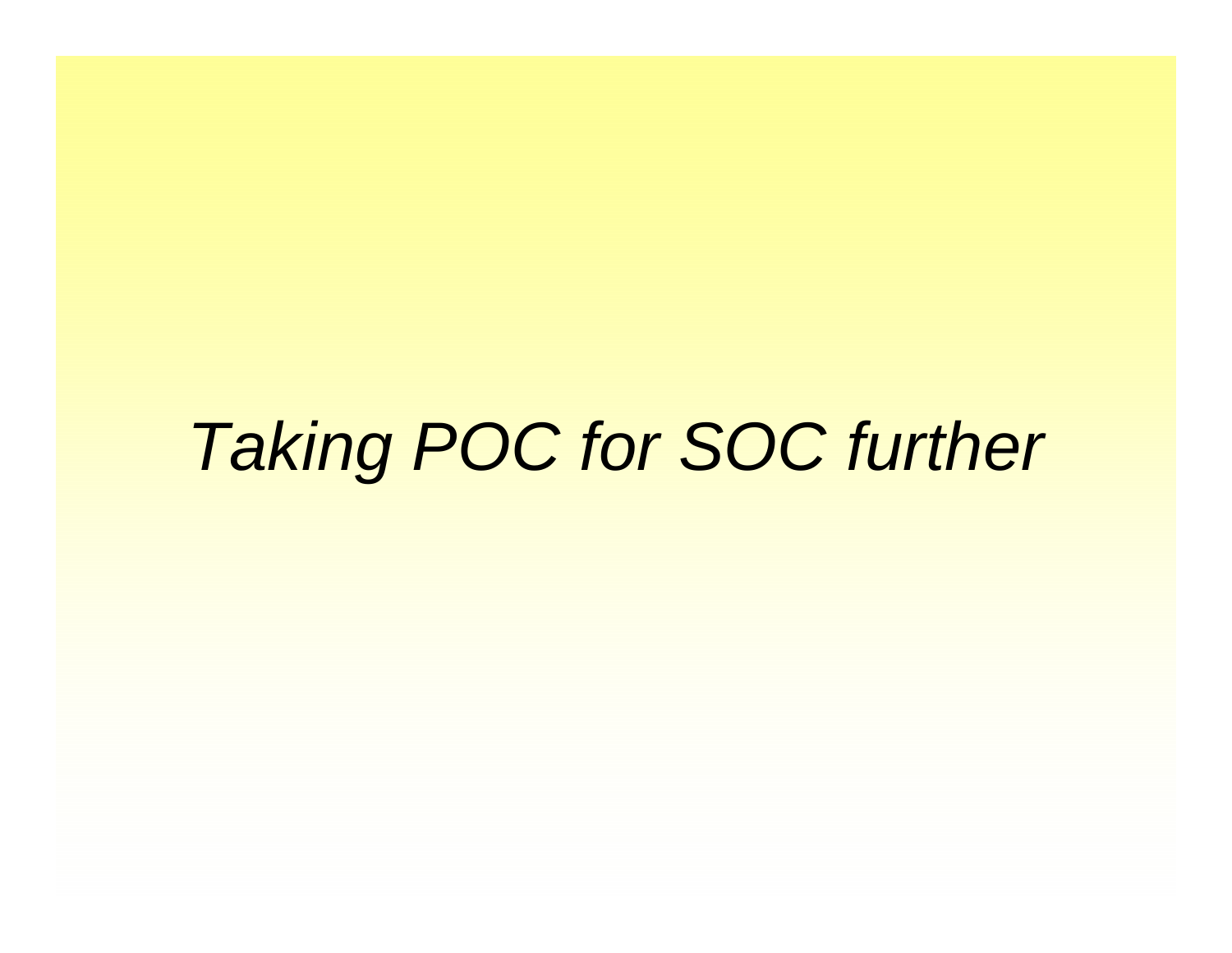# *Taking POC for SOC further*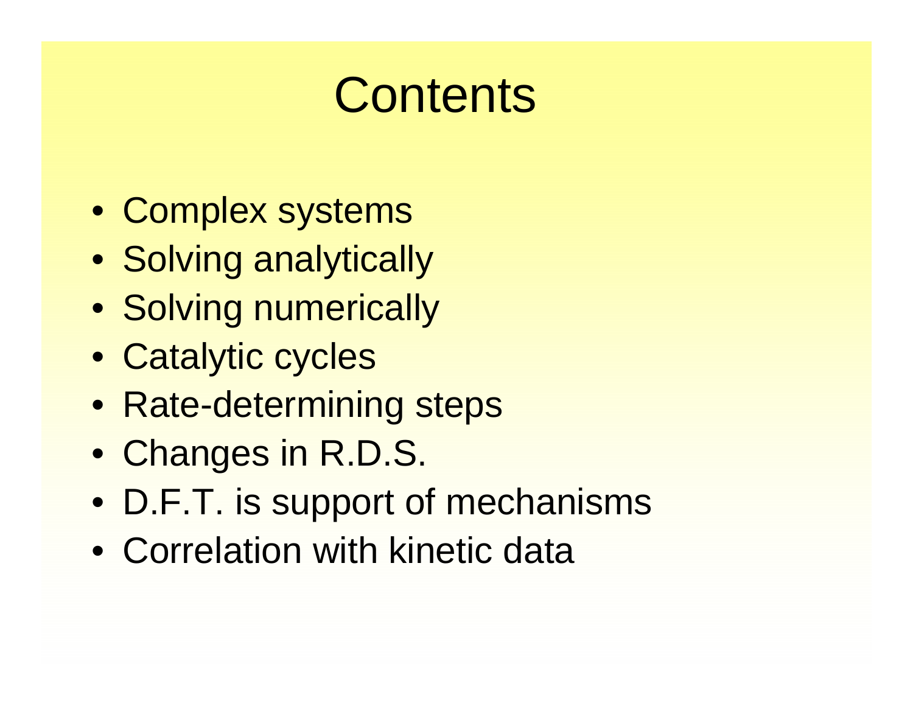# Contents

- Complex systems
- Solving analytically
- Solving numerically
- Catalytic cycles
- Rate-determining steps
- Changes in R.D.S.
- D.F.T. is support of mechanisms
- Correlation with kinetic data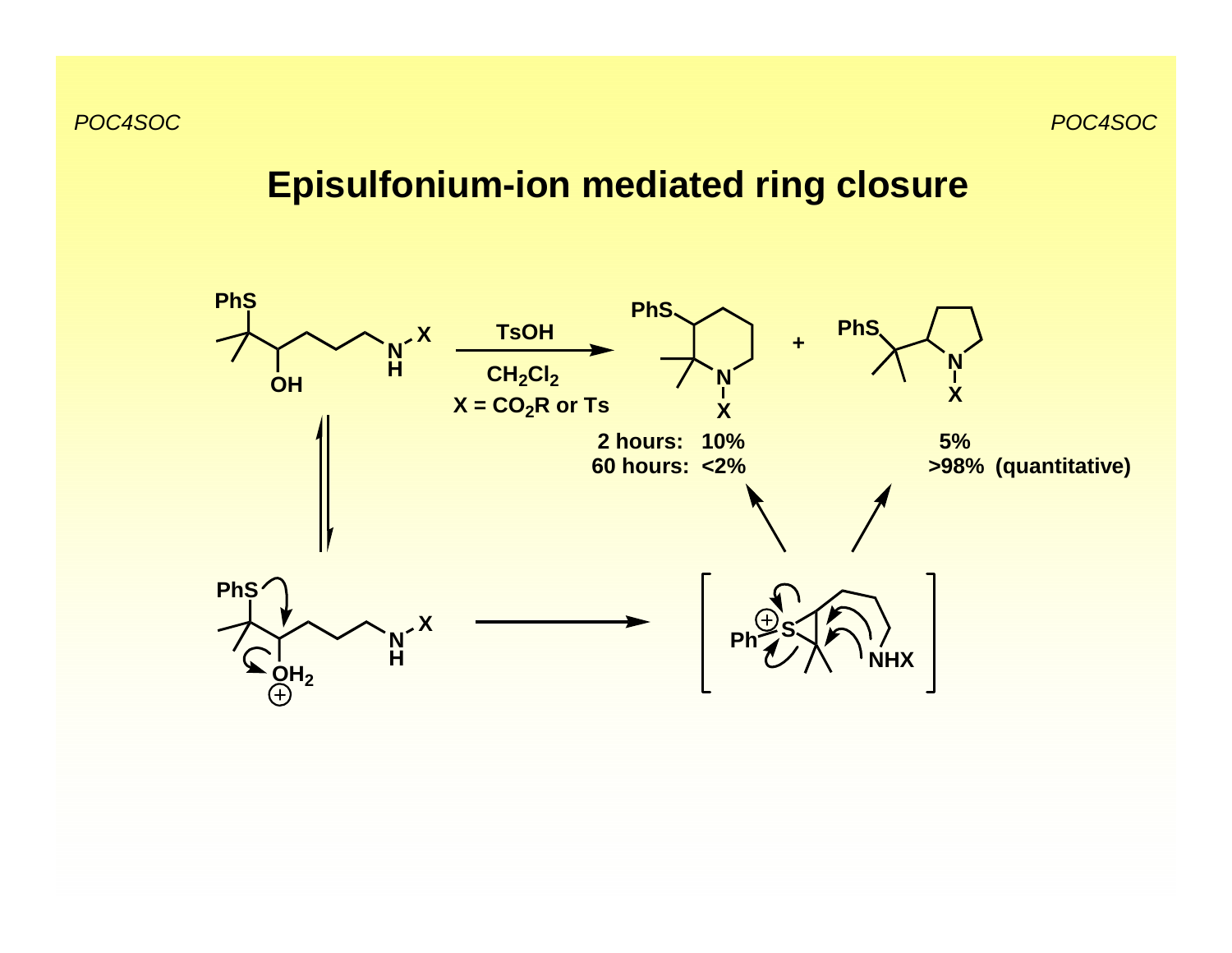# Episulfonium-ion mediated ring closure

TsOH

$CH_2Cl_2$

X = $CO_2R$ or Ts

| | Piperidine product | Pyrrolidine product |
| --- | --- | --- |
| 2 hours: | 10% | 5% |
| 60 hours: | <2% | >98% (quantitative) |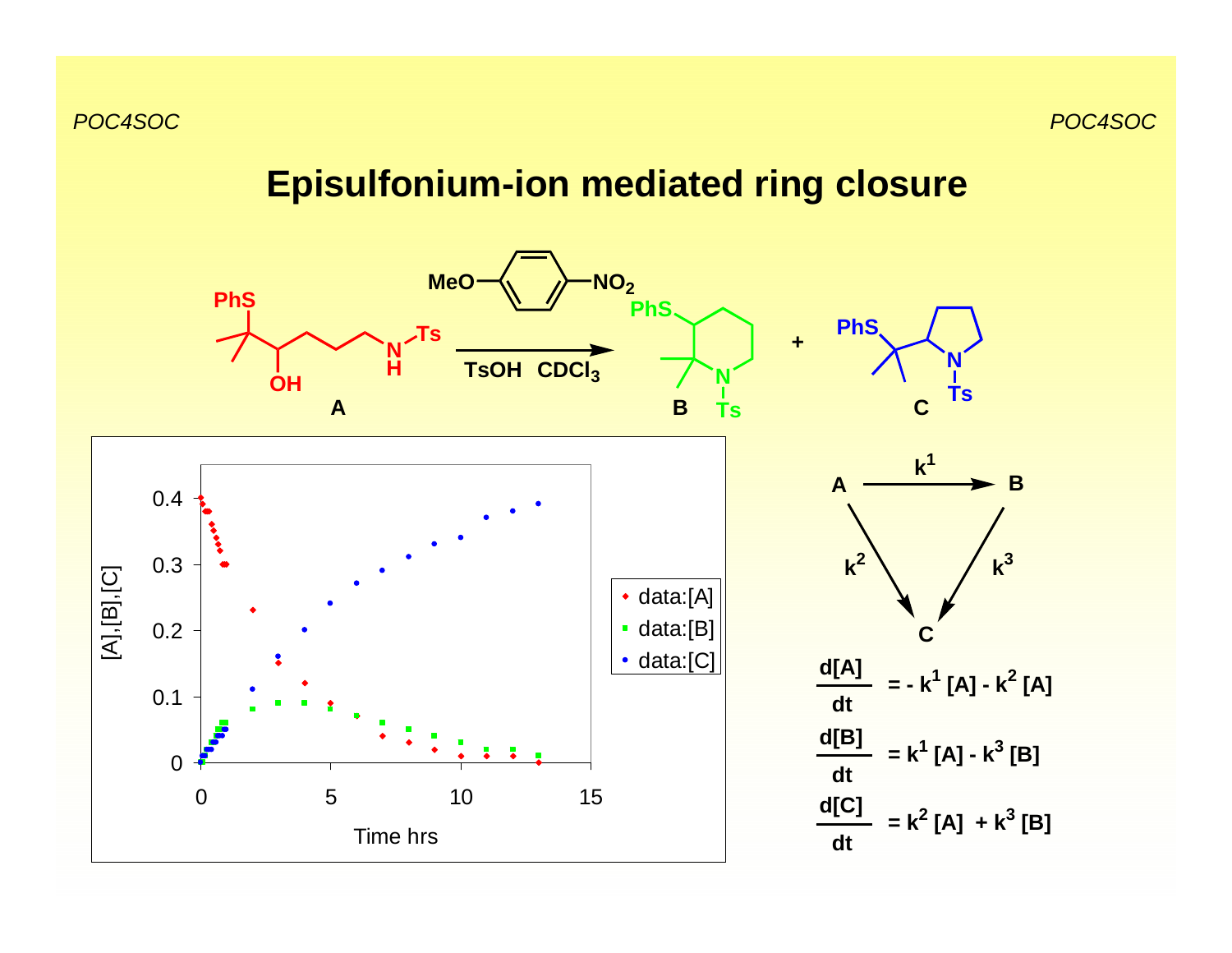# Episulfonium-ion mediated ring closure

**A** → **B** + **C** (MeO–C₆H₄–NO₂, TsOH, $CDCl_3$)

$$A \xrightarrow{k^1} B, \quad A \xrightarrow{k^2} C, \quad B \xrightarrow{k^3} C$$

$$\frac{d[A]}{dt} = - k^1 [A] - k^2 [A]$$

$$\frac{d[B]}{dt} = k^1 [A] - k^3 [B]$$

$$\frac{d[C]}{dt} = k^2 [A] + k^3 [B]$$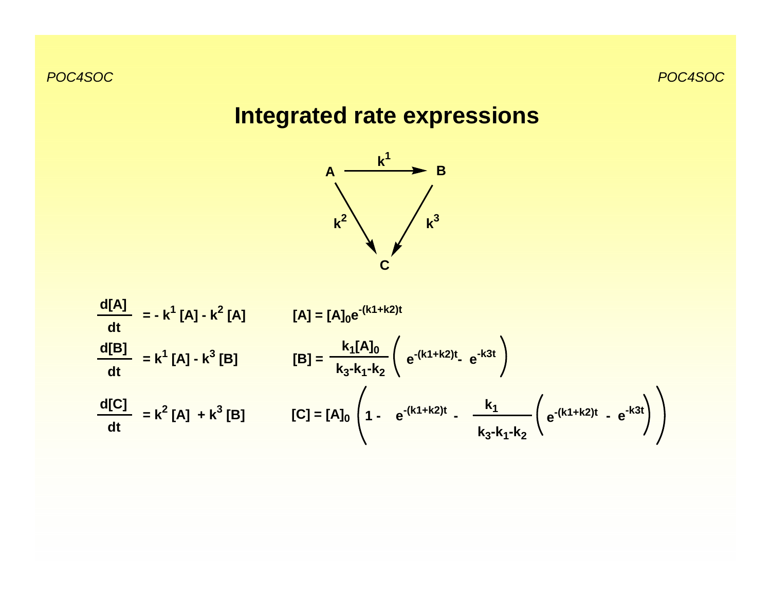# Integrated rate expressions

$$A \xrightarrow{k^1} B, \quad A \xrightarrow{k^2} C, \quad B \xrightarrow{k^3} C$$

$$\frac{d[A]}{dt} = - k^1 [A] - k^2 [A] \qquad [A] = [A]_0 e^{-(k1+k2)t}$$

$$\frac{d[B]}{dt} = k^1 [A] - k^3 [B] \qquad [B] = \frac{k_1[A]_0}{k_3-k_1-k_2}\left( e^{-(k1+k2)t} - e^{-k3t} \right)$$

$$\frac{d[C]}{dt} = k^2 [A] + k^3 [B] \qquad [C] = [A]_0 \left( 1 - e^{-(k1+k2)t} - \frac{k_1}{k_3-k_1-k_2}\left( e^{-(k1+k2)t} - e^{-k3t} \right) \right)$$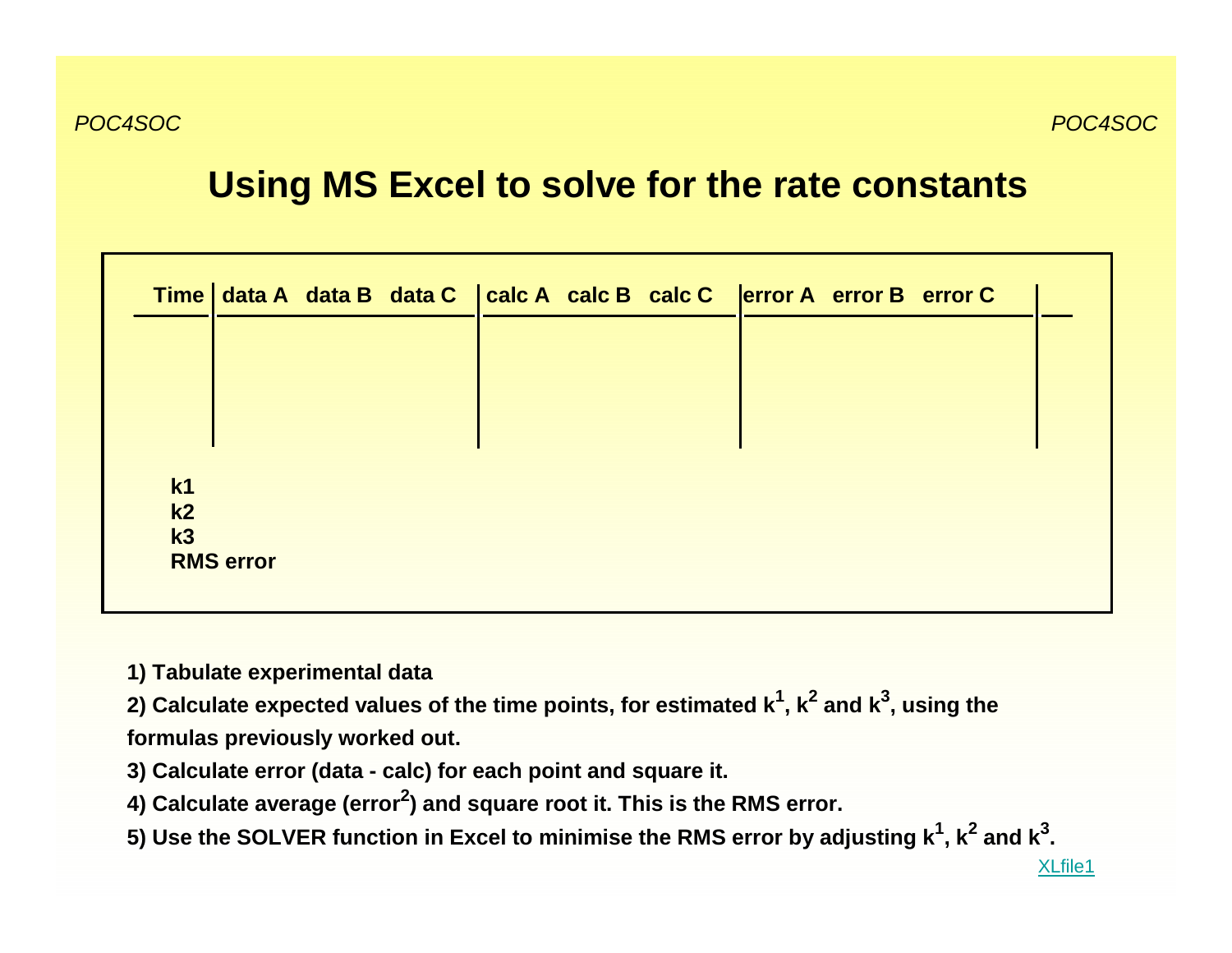# Using MS Excel to solve for the rate constants

| Time | data A | data B | data C | calc A | calc B | calc C | error A | error B | error C | |
|---|---|---|---|---|---|---|---|---|---|---|
| | | | | | | | | | | |

k1
k2
k3
RMS error

1) Tabulate experimental data

2) Calculate expected values of the time points, for estimated $k^1$, $k^2$ and $k^3$, using the formulas previously worked out.

3) Calculate error (data - calc) for each point and square it.

4) Calculate average ($error^2$) and square root it. This is the RMS error.

5) Use the SOLVER function in Excel to minimise the RMS error by adjusting $k^1$, $k^2$ and $k^3$.

XLfile1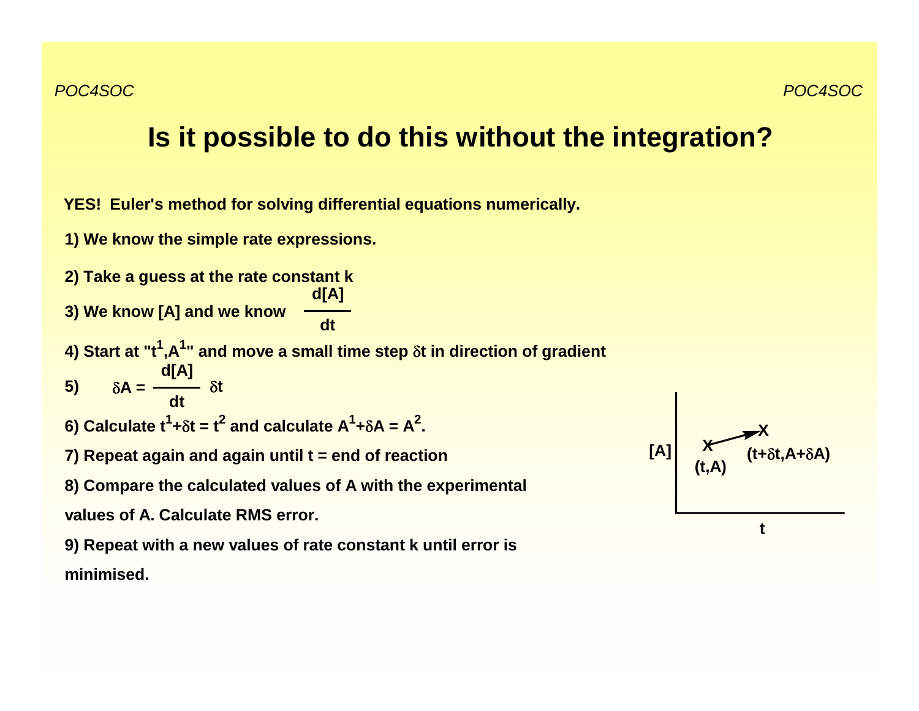# Is it possible to do this without the integration?

**YES! Euler's method for solving differential equations numerically.**

**1) We know the simple rate expressions.**

**2) Take a guess at the rate constant k**

**3) We know [A] and we know** $\frac{d[A]}{dt}$

**4) Start at "$t^1$,$A^1$" and move a small time step $\delta t$ in direction of gradient**

**5)** $$\delta A = \frac{d[A]}{dt} \delta t$$

**6) Calculate $t^1 + \delta t = t^2$ and calculate $A^1 + \delta A = A^2$.**

**7) Repeat again and again until t = end of reaction**

**8) Compare the calculated values of A with the experimental values of A. Calculate RMS error.**

**9) Repeat with a new values of rate constant k until error is minimised.**

[A]

(t,A)

($t+\delta t$,$A+\delta A$)

t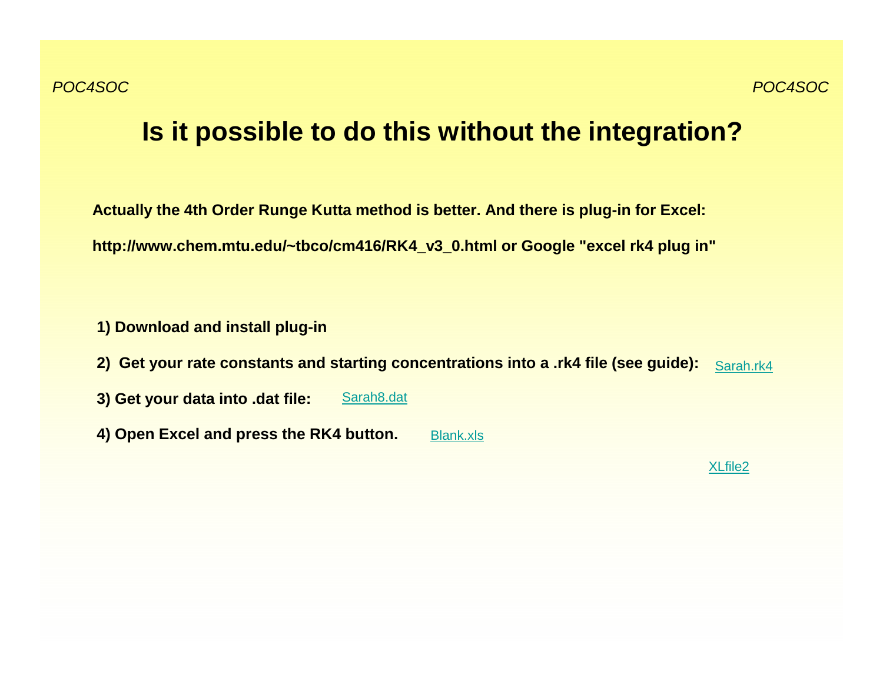# Is it possible to do this without the integration?

**Actually the 4th Order Runge Kutta method is better. And there is plug-in for Excel:**

**http://www.chem.mtu.edu/~tbco/cm416/RK4_v3_0.html or Google "excel rk4 plug in"**

1) **Download and install plug-in**
2) **Get your rate constants and starting concentrations into a .rk4 file (see guide):** Sarah.rk4
3) **Get your data into .dat file:** Sarah8.dat
4) **Open Excel and press the RK4 button.** Blank.xls

XLfile2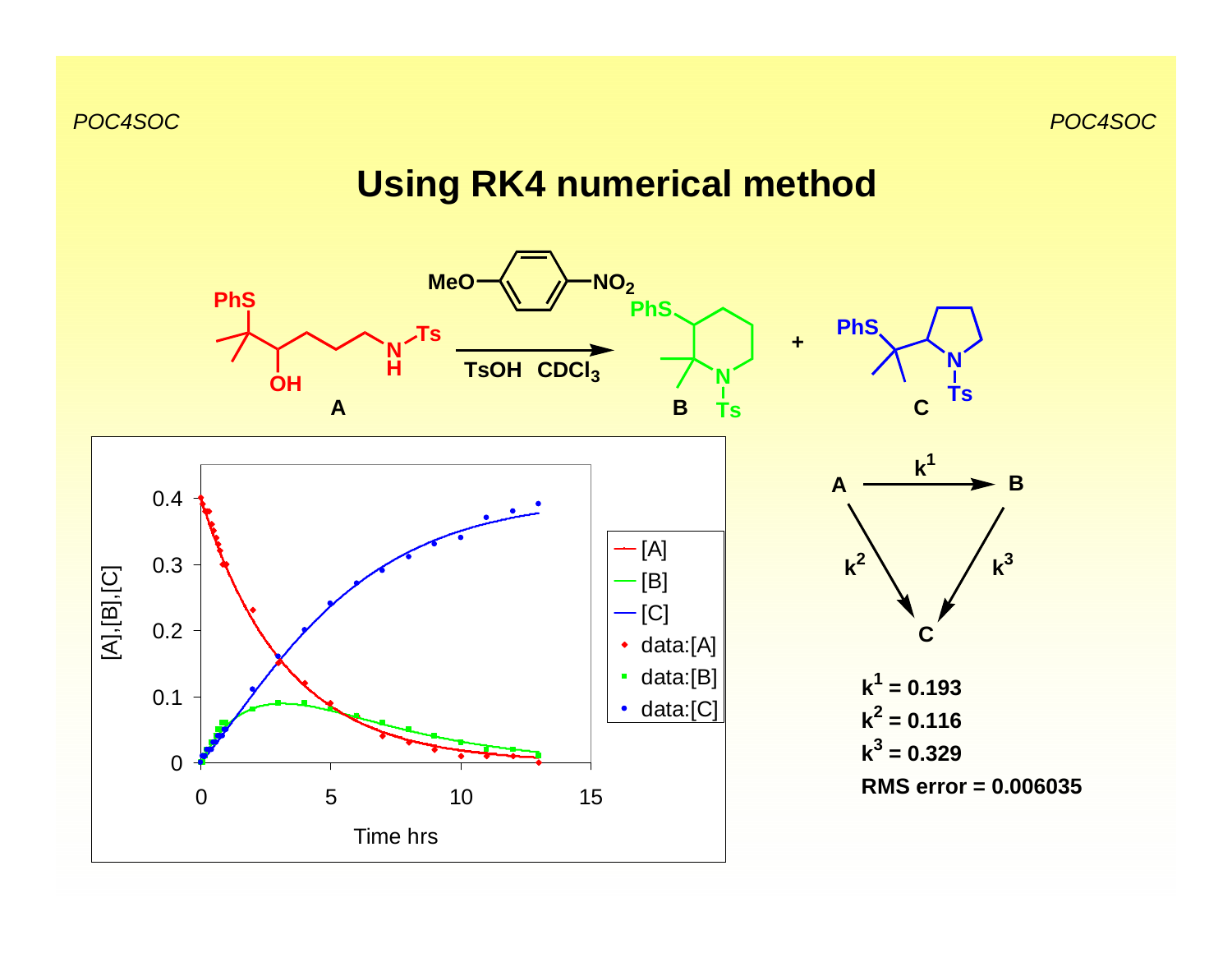# Using RK4 numerical method

A → B + C (MeO–C₆H₄–NO₂, TsOH, $CDCl_3$)

$$A \xrightarrow{k^1} B, \quad A \xrightarrow{k^2} C, \quad B \xrightarrow{k^3} C$$

**$k^1$ = 0.193**

**$k^2$ = 0.116**

**$k^3$ = 0.329**

**RMS error = 0.006035**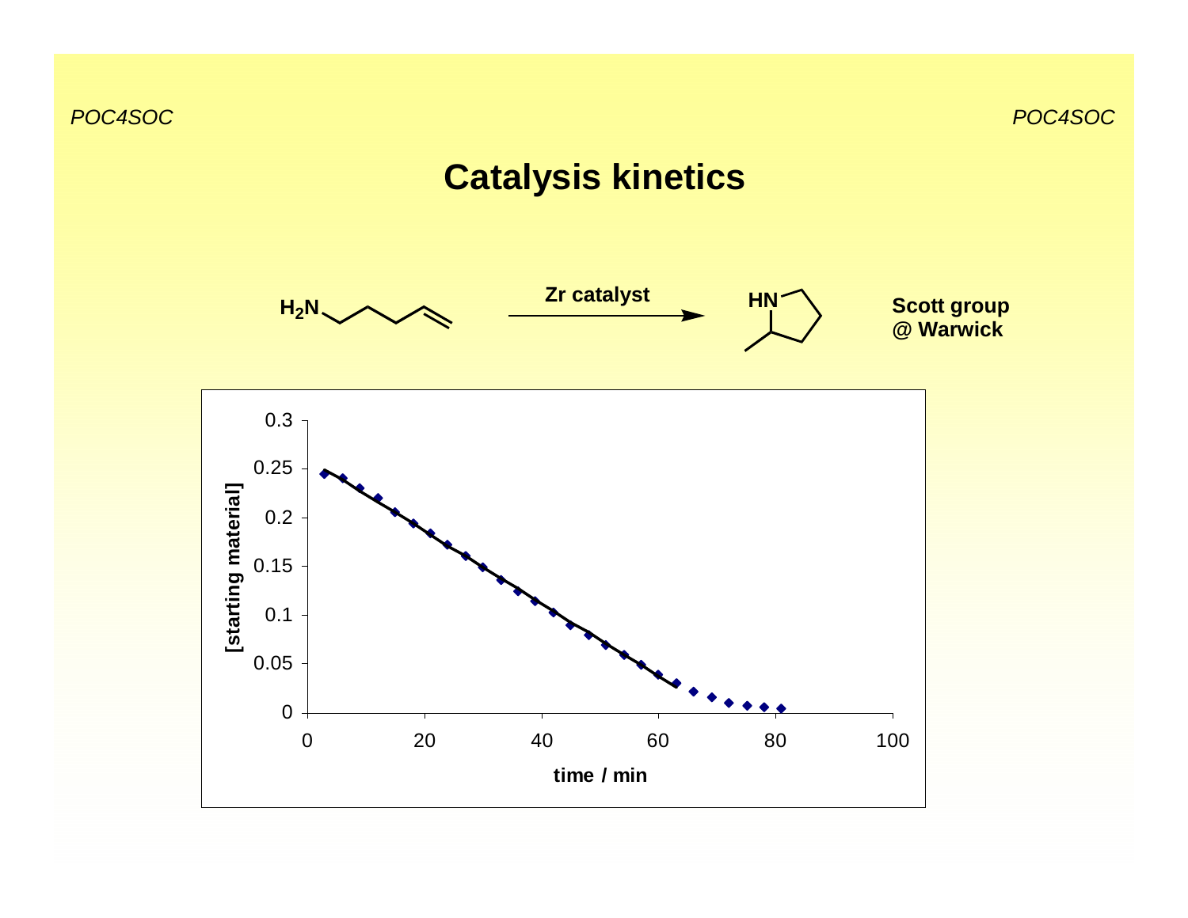# Catalysis kinetics

$H_2N$-CH$_2$CH$_2$CH$_2$CH=CH$_2$ —(Zr catalyst)→ 2-methylpyrrolidine (HN)

**Scott group @ Warwick**

[Plot: [starting material] (0 to 0.3) vs. time / min (0 to 100)]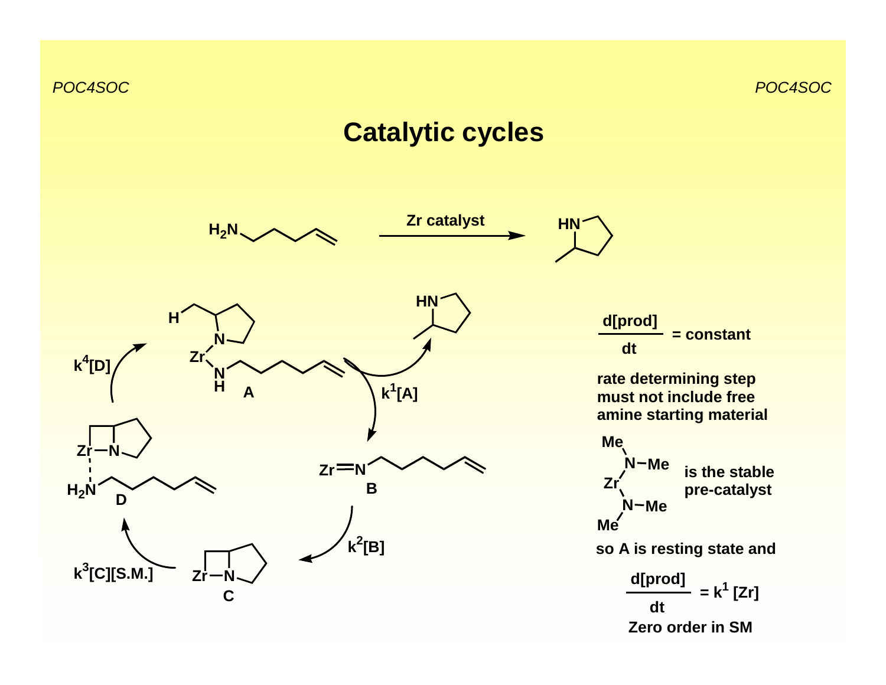# Catalytic cycles

Zr catalyst

A

$k^1[A]$

B

$k^2[B]$

C

$k^3[C][S.M.]$

D

$k^4[D]$

$$\frac{d[\text{prod}]}{dt} = \text{constant}$$

**rate determining step must not include free amine starting material**

**is the stable pre-catalyst**

**so A is resting state and**

$$\frac{d[\text{prod}]}{dt} = k^1\,[\text{Zr}]$$

**Zero order in SM**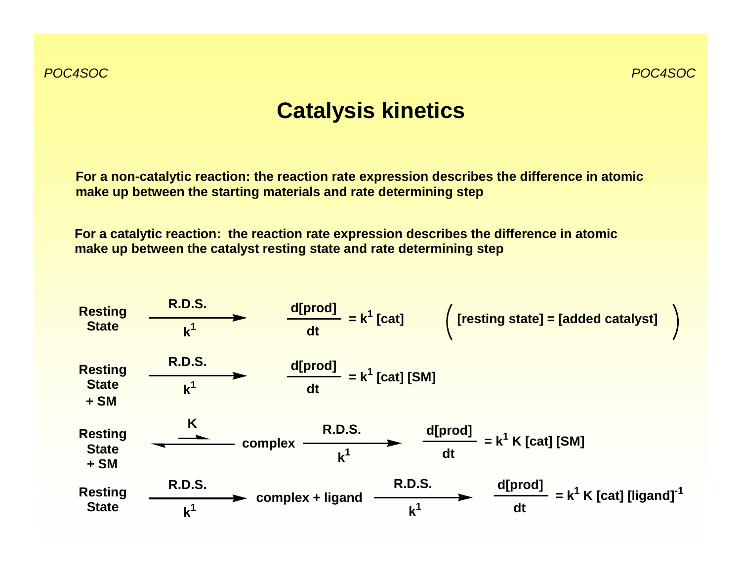# Catalysis kinetics

**For a non-catalytic reaction: the reaction rate expression describes the difference in atomic make up between the starting materials and rate determining step**

**For a catalytic reaction: the reaction rate expression describes the difference in atomic make up between the catalyst resting state and rate determining step**

$$\text{Resting State} \xrightarrow[k^1]{\text{R.D.S.}} \qquad \frac{d[\text{prod}]}{dt} = k^1\,[\text{cat}] \qquad \left(\,[\text{resting state}] = [\text{added catalyst}]\,\right)$$

$$\text{Resting State} + \text{SM} \xrightarrow[k^1]{\text{R.D.S.}} \qquad \frac{d[\text{prod}]}{dt} = k^1\,[\text{cat}]\,[\text{SM}]$$

$$\text{Resting State} + \text{SM} \underset{}{\overset{K}{\rightleftharpoons}} \text{complex} \xrightarrow[k^1]{\text{R.D.S.}} \qquad \frac{d[\text{prod}]}{dt} = k^1\,K\,[\text{cat}]\,[\text{SM}]$$

$$\text{Resting State} \xrightarrow[k^1]{\text{R.D.S.}} \text{complex} + \text{ligand} \xrightarrow[k^1]{\text{R.D.S.}} \qquad \frac{d[\text{prod}]}{dt} = k^1\,K\,[\text{cat}]\,[\text{ligand}]^{-1}$$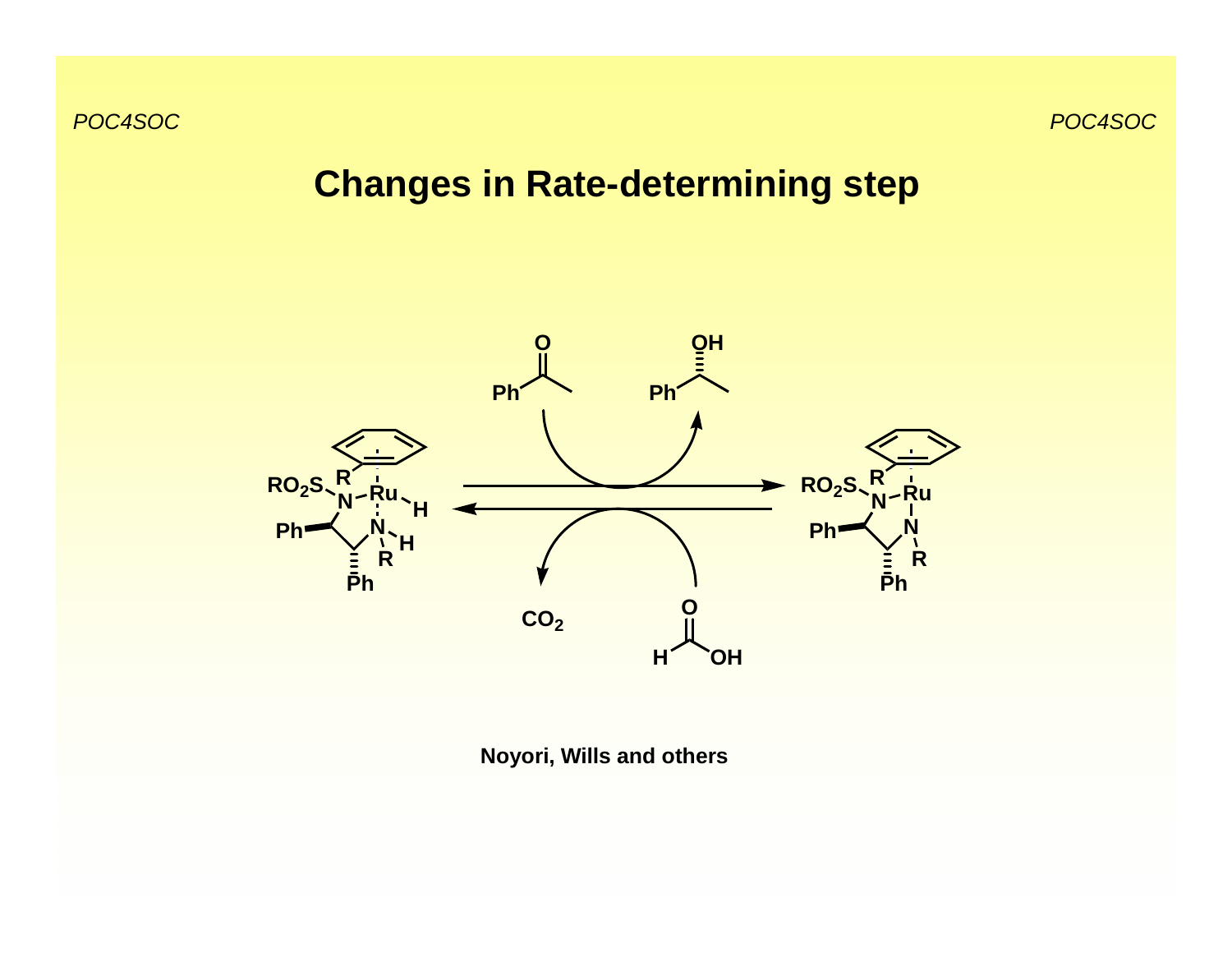# Changes in Rate-determining step

Noyori, Wills and others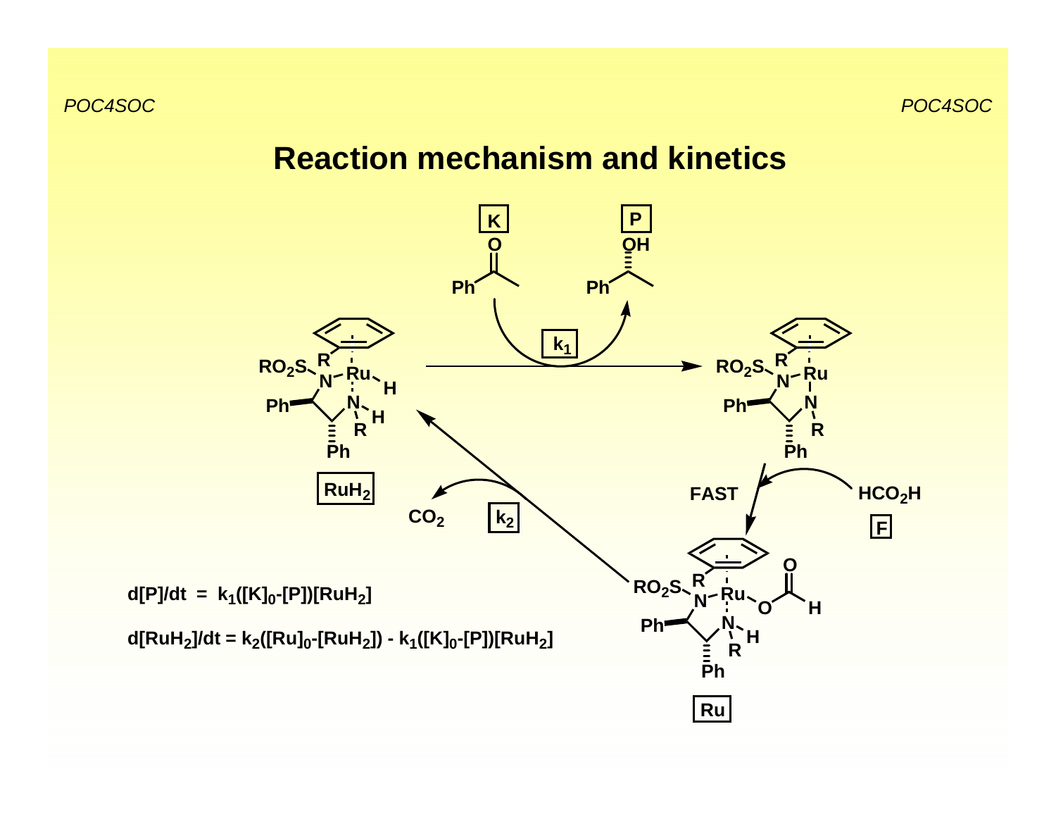# Reaction mechanism and kinetics

K

P

$k_1$

$RuH_2$

FAST

$HCO_2H$

F

$CO_2$

$k_2$

Ru

$$d[P]/dt = k_1([K]_0-[P])[RuH_2]$$

$$d[RuH_2]/dt = k_2([Ru]_0-[RuH_2]) - k_1([K]_0-[P])[RuH_2]$$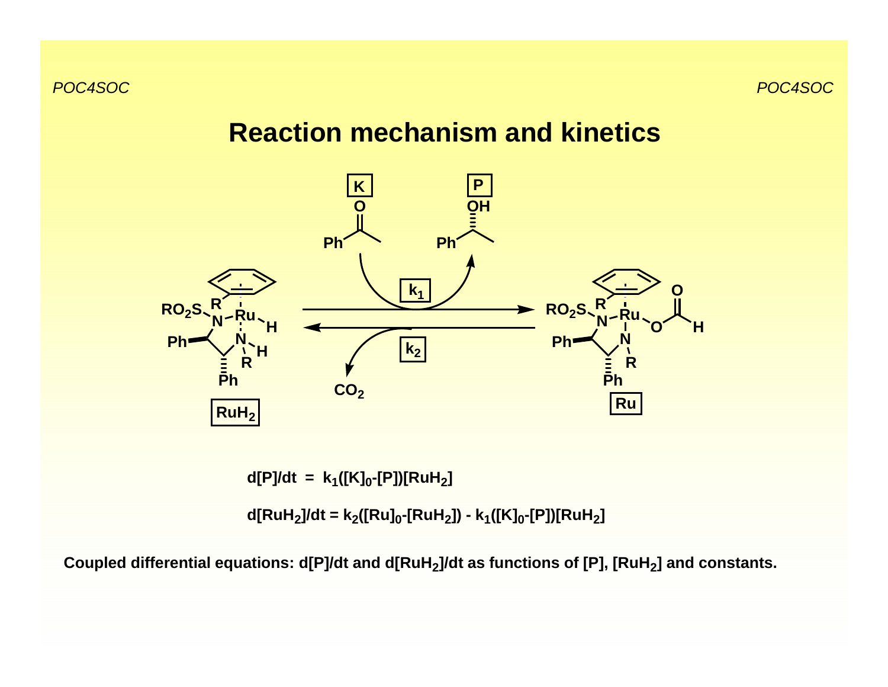# Reaction mechanism and kinetics

$$\frac{d[P]}{dt} = k_1([K]_0-[P])[RuH_2]$$

$$\frac{d[RuH_2]}{dt} = k_2([Ru]_0-[RuH_2]) - k_1([K]_0-[P])[RuH_2]$$

**Coupled differential equations: $d[P]/dt$ and $d[RuH_2]/dt$ as functions of $[P]$, $[RuH_2]$ and constants.**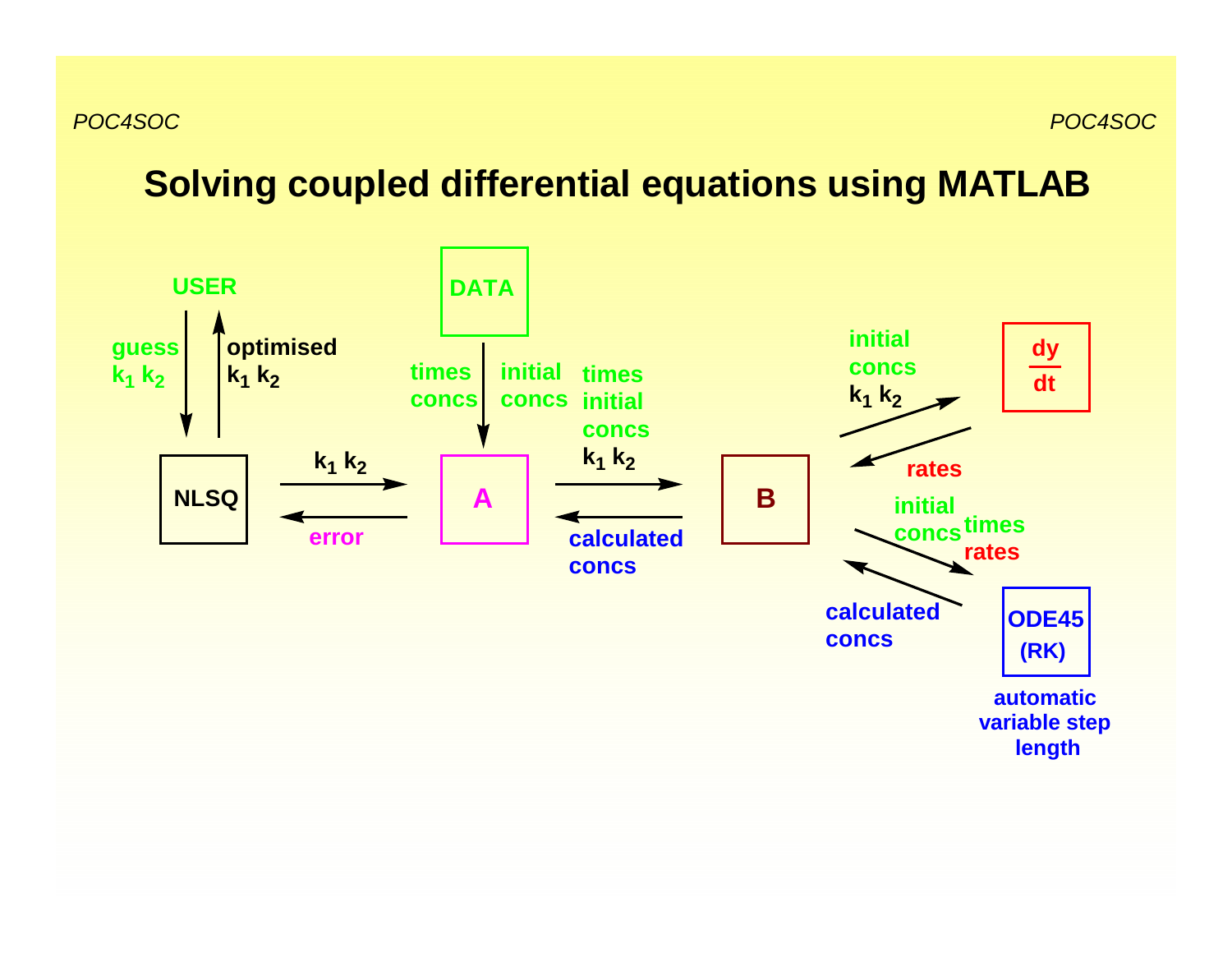# Solving coupled differential equations using MATLAB

USER

guess $k_1$ $k_2$

optimised $k_1$ $k_2$

NLSQ

$k_1$ $k_2$

error

DATA

times concs

initial concs

A

times initial concs $k_1$ $k_2$

calculated concs

B

initial concs $k_1$ $k_2$

rates

$\frac{dy}{dt}$

initial concs

times rates

calculated concs

ODE45 (RK)

automatic variable step length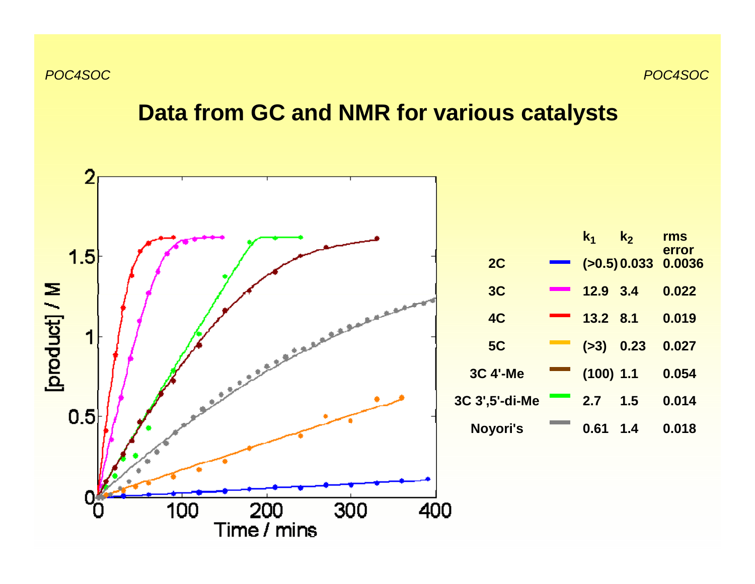# Data from GC and NMR for various catalysts

| | | $k_1$ | $k_2$ | rms error |
|---|---|---|---|---|
| 2C | blue | (>0.5) | 0.033 | 0.0036 |
| 3C | magenta | 12.9 | 3.4 | 0.022 |
| 4C | red | 13.2 | 8.1 | 0.019 |
| 5C | orange | (>3) | 0.23 | 0.027 |
| 3C 4'-Me | brown | (100) | 1.1 | 0.054 |
| 3C 3',5'-di-Me | green | 2.7 | 1.5 | 0.014 |
| Noyori's | grey | 0.61 | 1.4 | 0.018 |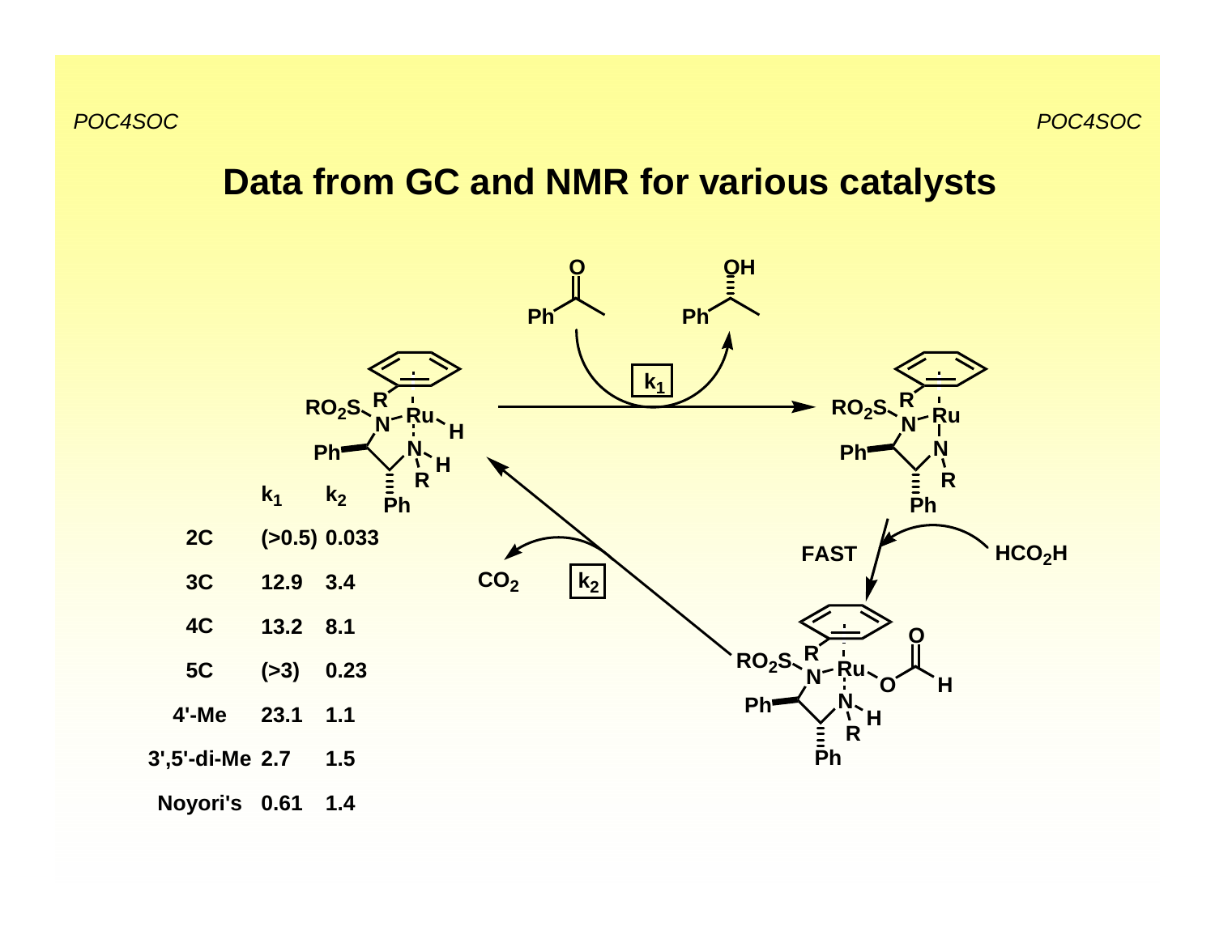# Data from GC and NMR for various catalysts

| | $k_1$ | $k_2$ |
|---|---|---|
| 2C | (>0.5) | 0.033 |
| 3C | 12.9 | 3.4 |
| 4C | 13.2 | 8.1 |
| 5C | (>3) | 0.23 |
| 4'-Me | 23.1 | 1.1 |
| 3',5'-di-Me | 2.7 | 1.5 |
| Noyori's | 0.61 | 1.4 |

$k_1$

FAST

$HCO_2H$

$k_2$

$CO_2$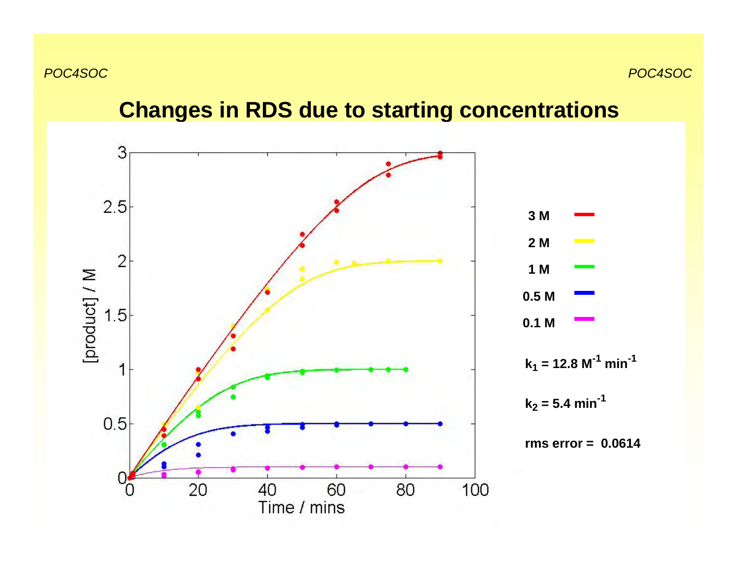# Changes in RDS due to starting concentrations

[product] / M

Time / mins

3 M

2 M

1 M

0.5 M

0.1 M

$k_1 = 12.8\ M^{-1}\ min^{-1}$

$k_2 = 5.4\ min^{-1}$

rms error = 0.0614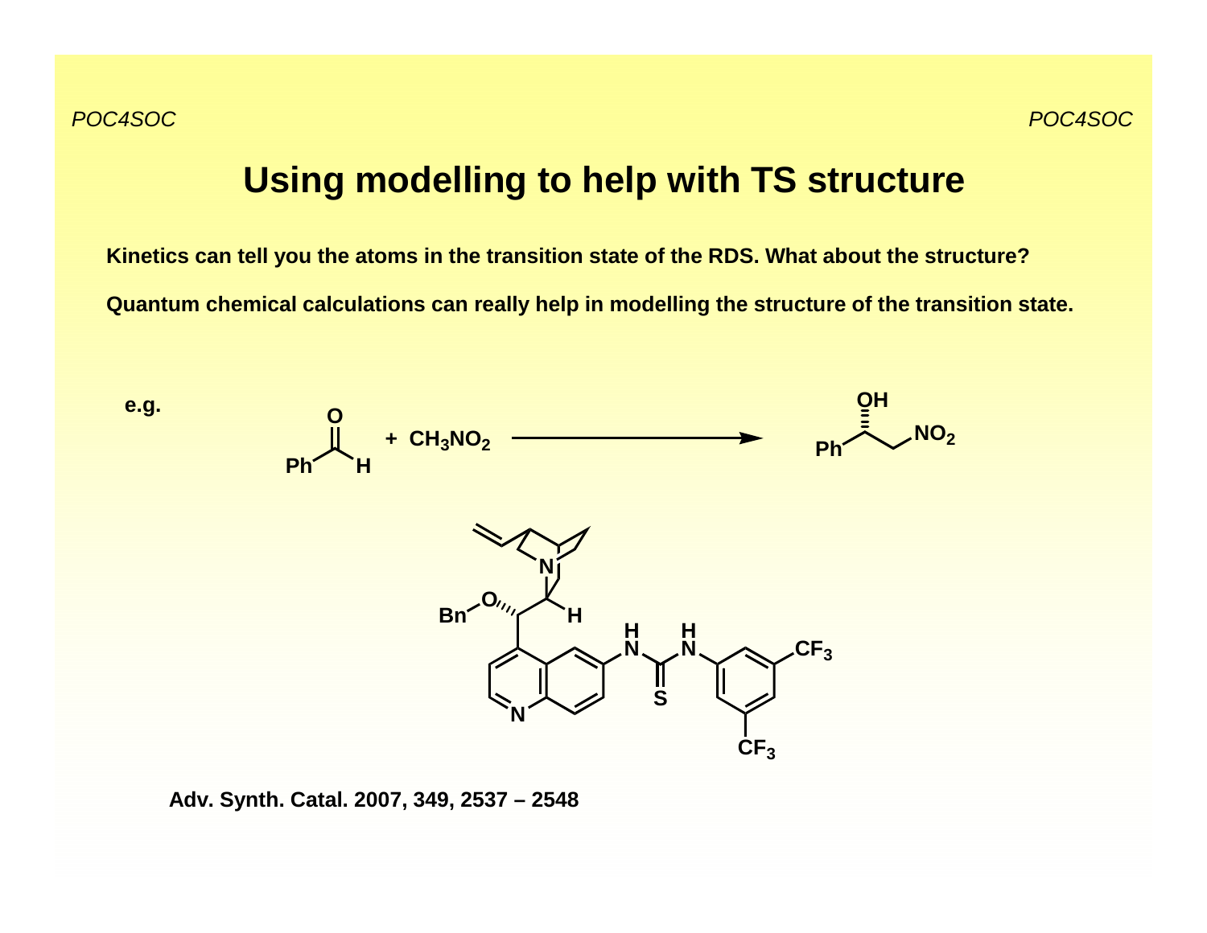# Using modelling to help with TS structure

**Kinetics can tell you the atoms in the transition state of the RDS. What about the structure?**

**Quantum chemical calculations can really help in modelling the structure of the transition state.**

**e.g.**

PhCHO + $CH_3NO_2$ → PhCH(OH)$CH_2NO_2$

**Adv. Synth. Catal. 2007, 349, 2537 – 2548**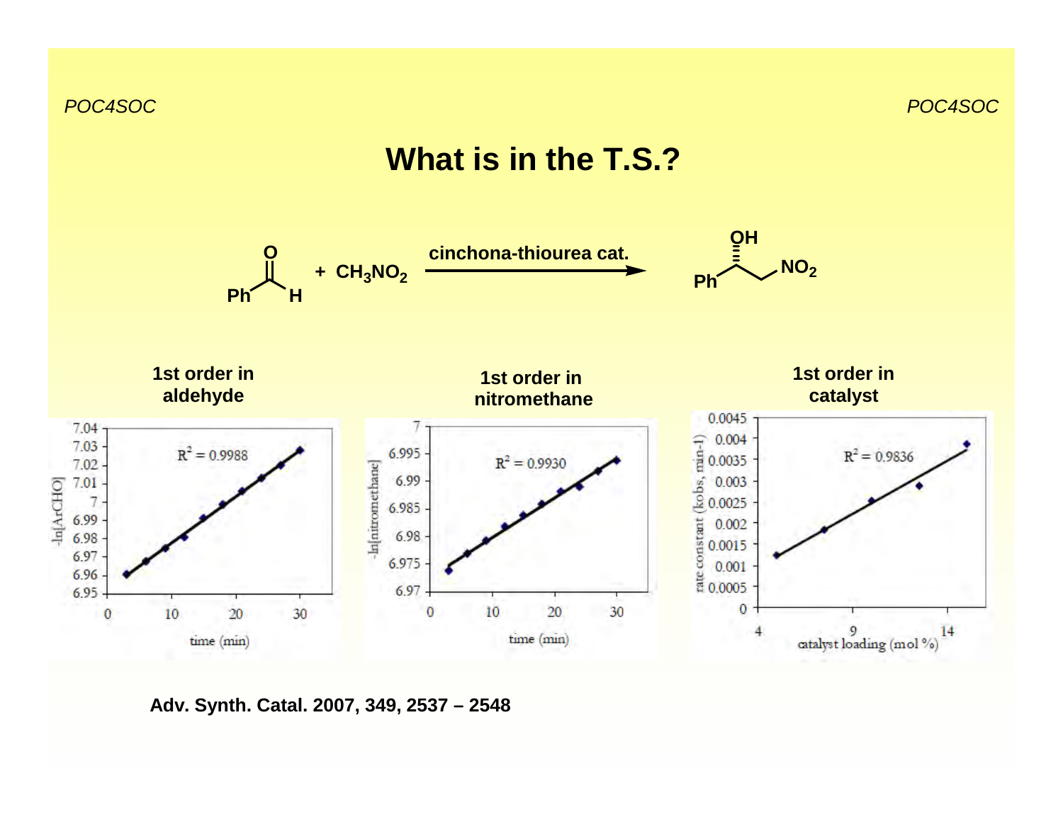# What is in the T.S.?

Ph–CHO + $CH_3NO_2$ —(cinchona-thiourea cat.)→ Ph–CH(OH)–$CH_2NO_2$

**1st order in aldehyde**

$R^2 = 0.9988$ (−ln[ArCHO] vs. time (min))

**1st order in nitromethane**

$R^2 = 0.9930$ (−ln[nitromethane] vs. time (min))

**1st order in catalyst**

$R^2 = 0.9836$ (rate constant (kobs, min-1) vs. catalyst loading (mol %))

**Adv. Synth. Catal. 2007, 349, 2537 – 2548**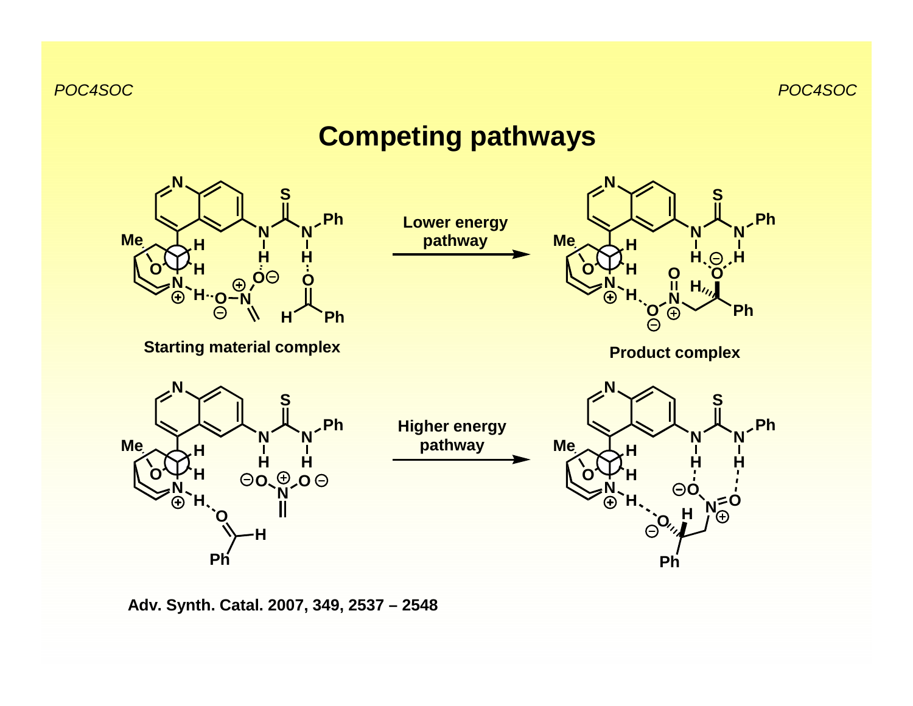# Competing pathways

Starting material complex

Lower energy pathway

Product complex

Higher energy pathway

Adv. Synth. Catal. 2007, 349, 2537 – 2548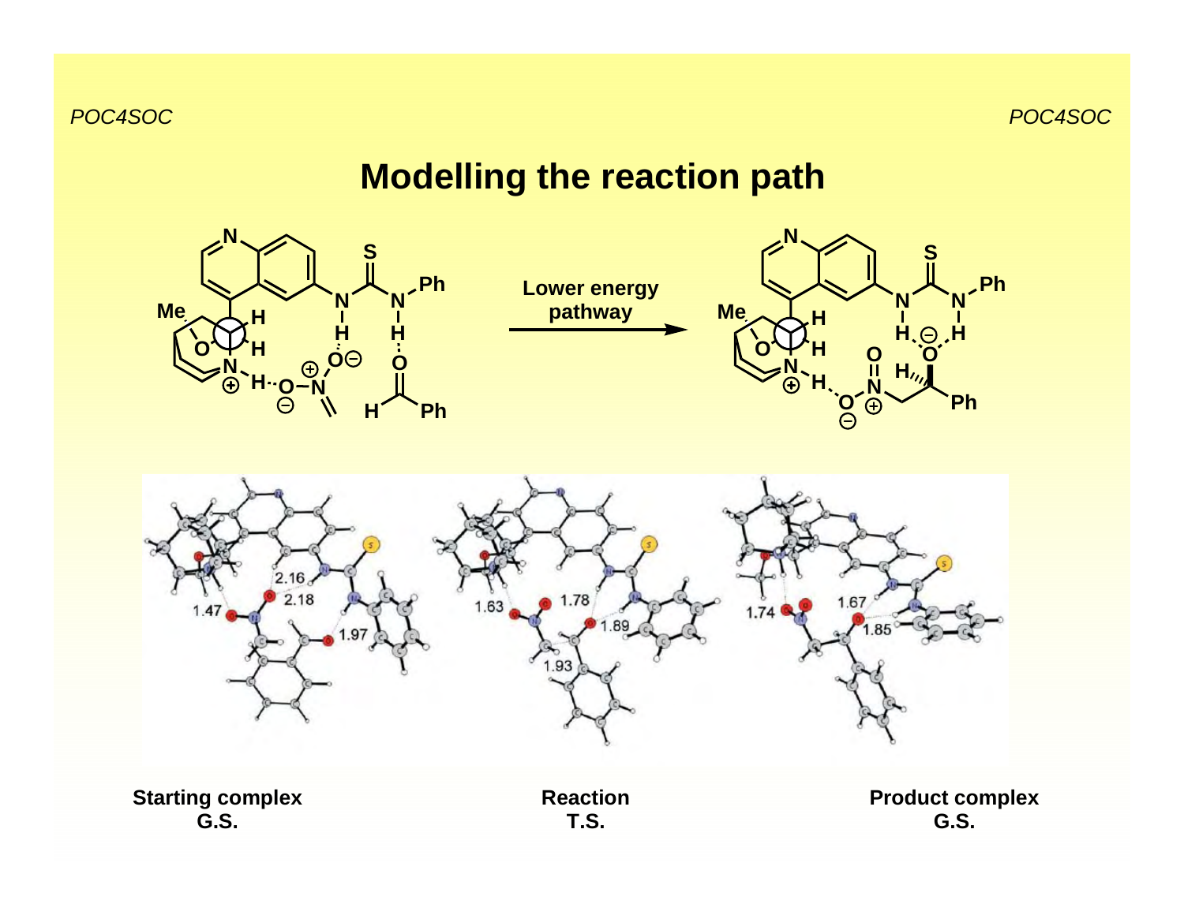# Modelling the reaction path

Lower energy pathway

Starting complex
G.S.

Reaction
T.S.

Product complex
G.S.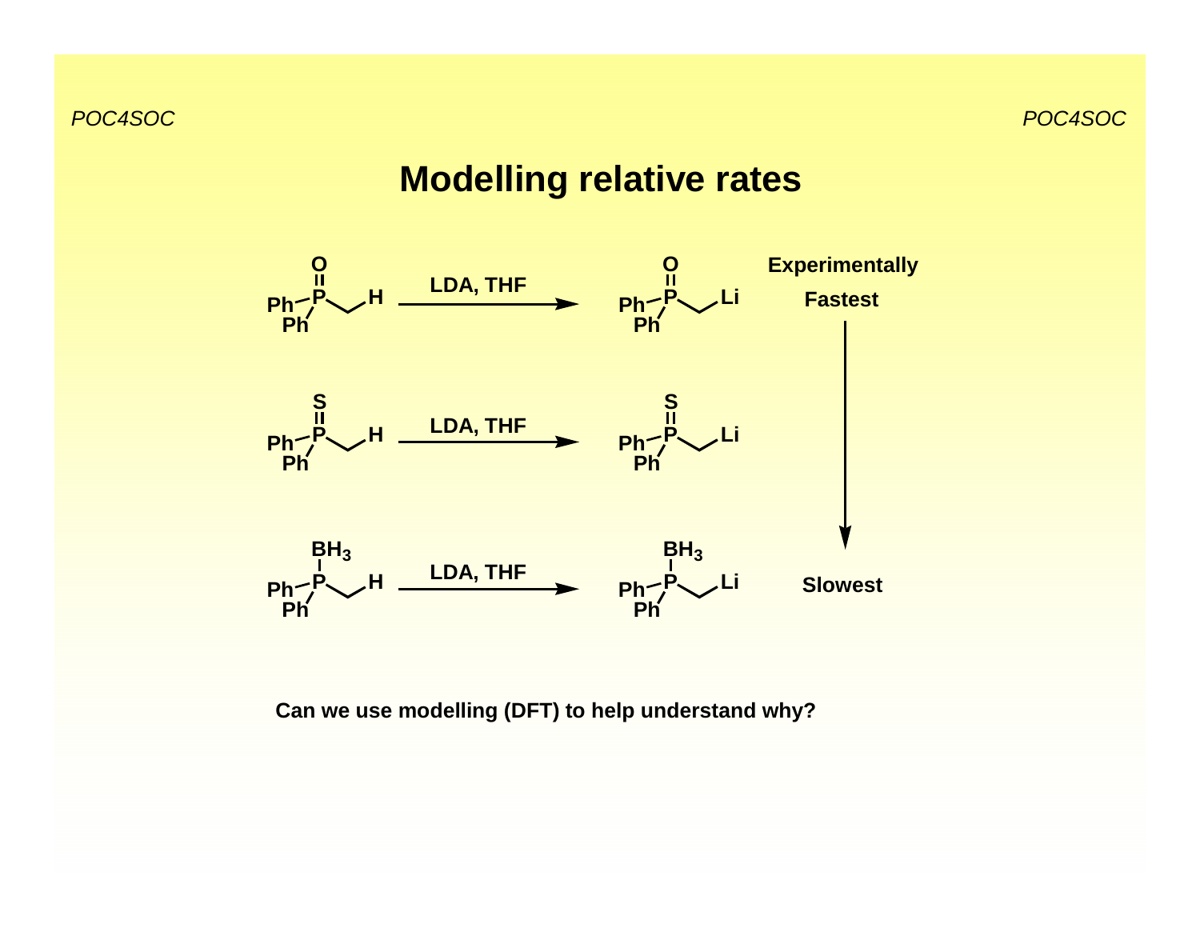# Modelling relative rates

$Ph_2P(O)CH_2$–H →(LDA, THF)→ $Ph_2P(O)CH_2$–Li — **Experimentally Fastest**

$Ph_2P(S)CH_2$–H →(LDA, THF)→ $Ph_2P(S)CH_2$–Li

$Ph_2P(BH_3)CH_2$–H →(LDA, THF)→ $Ph_2P(BH_3)CH_2$–Li — **Slowest**

**Can we use modelling (DFT) to help understand why?**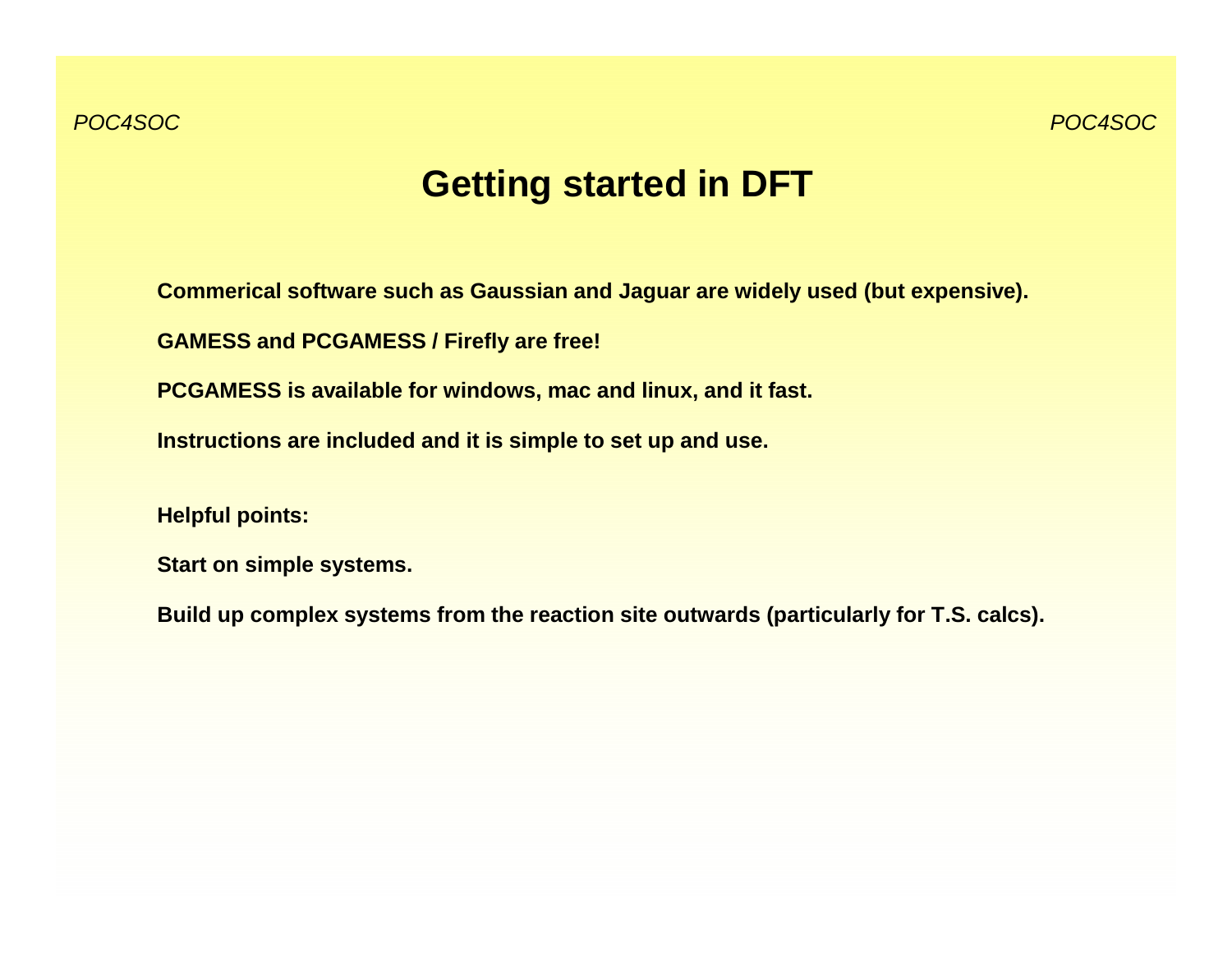# Getting started in DFT

**Commerical software such as Gaussian and Jaguar are widely used (but expensive).**

**GAMESS and PCGAMESS / Firefly are free!**

**PCGAMESS is available for windows, mac and linux, and it fast.**

**Instructions are included and it is simple to set up and use.**

**Helpful points:**

**Start on simple systems.**

**Build up complex systems from the reaction site outwards (particularly for T.S. calcs).**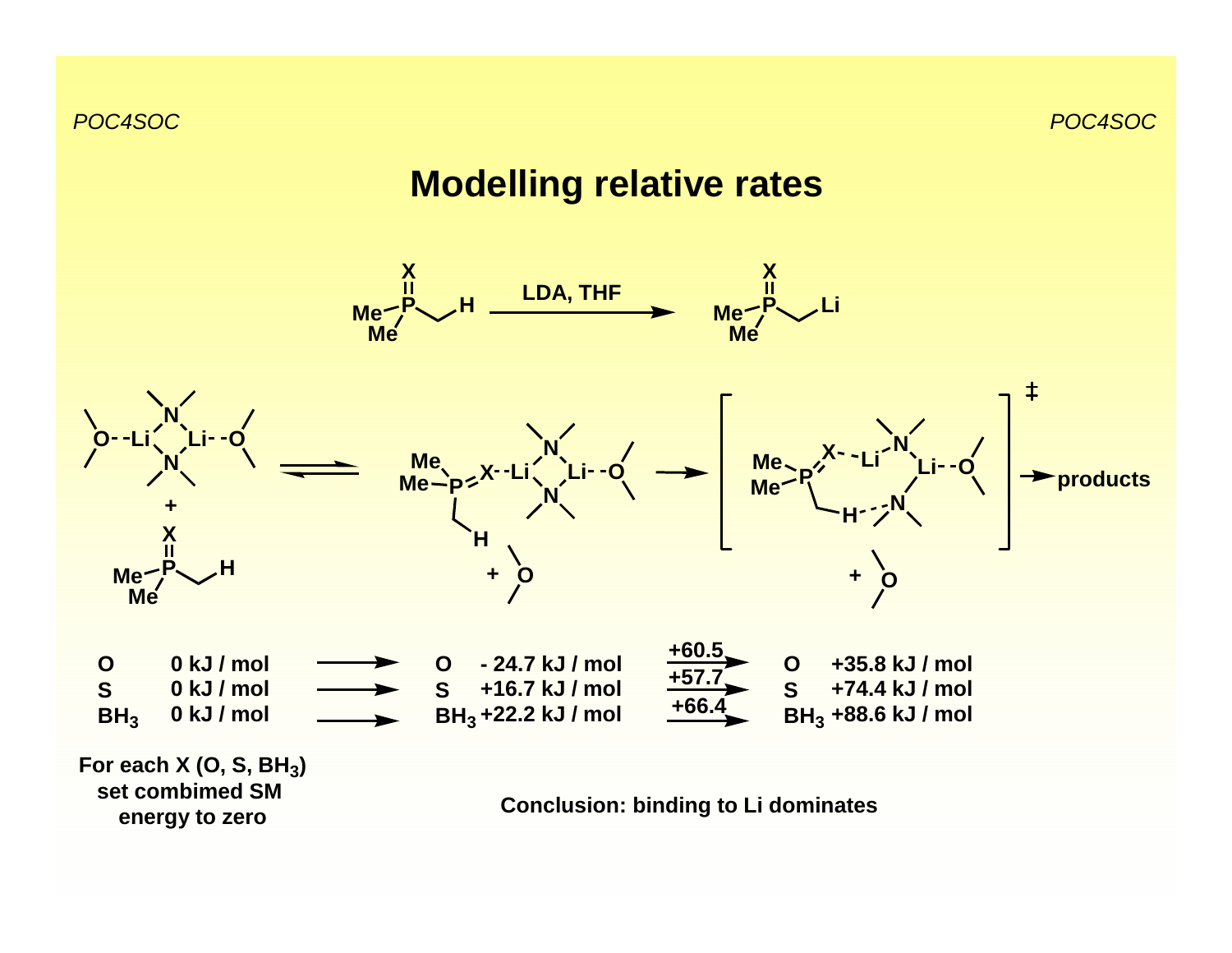# Modelling relative rates

$Me_2P(=X)CH_2H \xrightarrow{\text{LDA, THF}} Me_2P(=X)CH_2Li$

(LDA dimer with two THF) + $Me_2P(=X)CH_2H$ ⇌ $Me_2P{=}X\cdots$Li(LDA dimer)Li$\cdots$THF + THF → [TS]‡ + THF → products

| X | Combined SM | | Complex | | TS |
|---|---|---|---|---|---|
| O | 0 kJ / mol | → | - 24.7 kJ / mol | +60.5 → | +35.8 kJ / mol |
| S | 0 kJ / mol | → | +16.7 kJ / mol | +57.7 → | +74.4 kJ / mol |
| $BH_3$ | 0 kJ / mol | → | +22.2 kJ / mol | +66.4 → | +88.6 kJ / mol |

**For each X (O, S, $BH_3$) set combimed SM energy to zero**

**Conclusion: binding to Li dominates**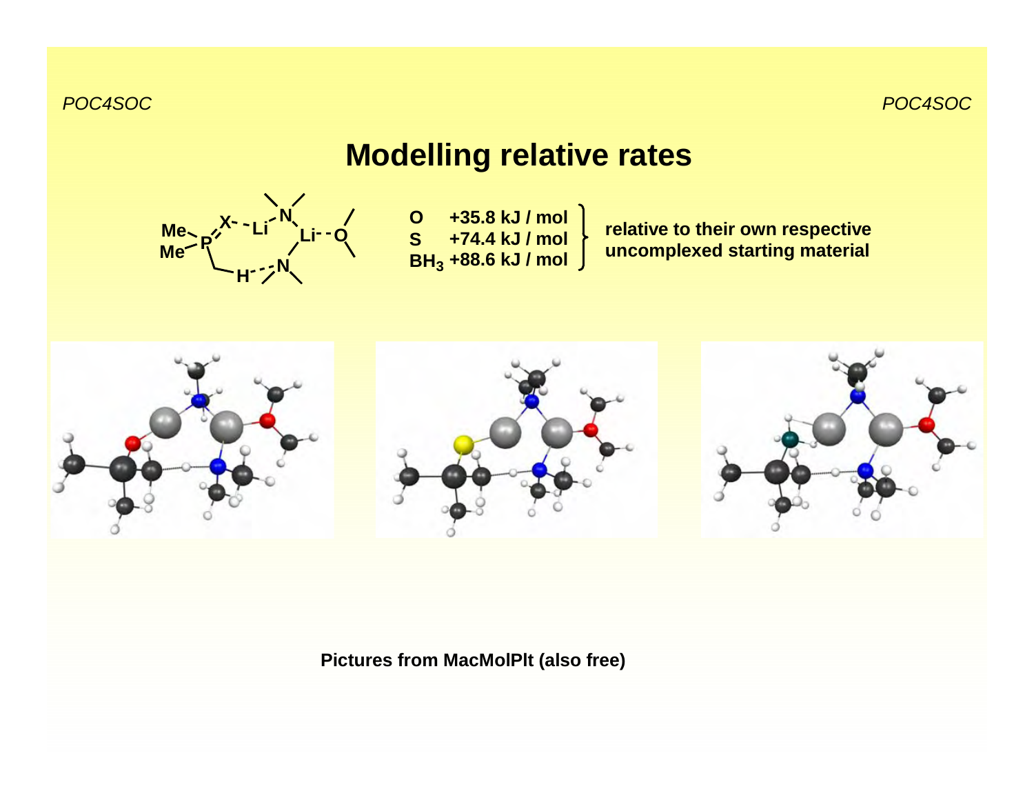# Modelling relative rates

| | | |
|---|---|---|
| O | +35.8 kJ / mol | relative to their own respective uncomplexed starting material |
| S | +74.4 kJ / mol | |
| $BH_3$ | +88.6 kJ / mol | |

**Pictures from MacMolPlt (also free)**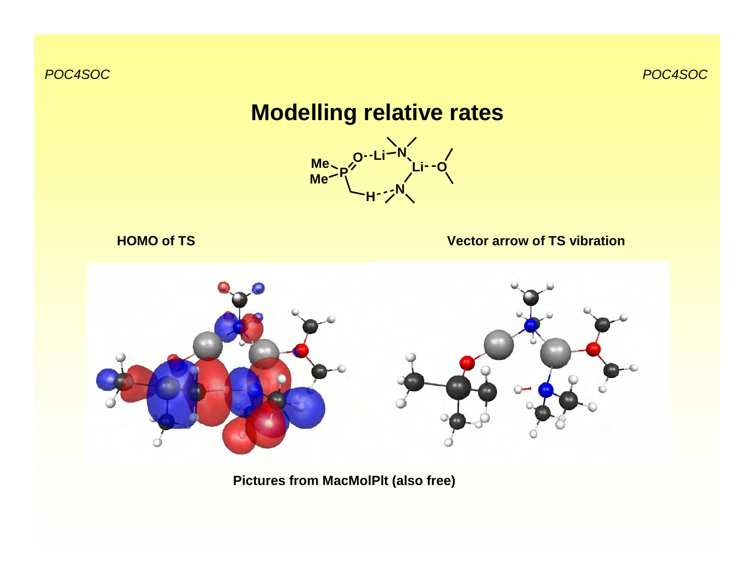# Modelling relative rates

**HOMO of TS**

**Vector arrow of TS vibration**

**Pictures from MacMolPlt (also free)**